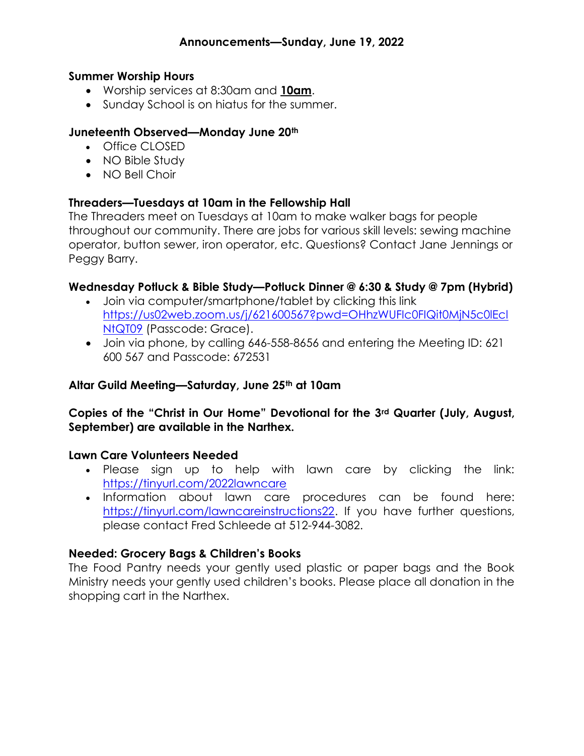## Announcements—Sunday, June 19, 2022

### Summer Worship Hours

- Worship services at 8:30am and **10am**.
- Sunday School is on hiatus for the summer.

### Juneteenth Observed—Monday June 20th

- Office CLOSED
- NO Bible Study
- NO Bell Choir

### Threaders—Tuesdays at 10am in the Fellowship Hall

The Threaders meet on Tuesdays at 10am to make walker bags for people throughout our community. There are jobs for various skill levels: sewing machine operator, button sewer, iron operator, etc. Questions? Contact Jane Jennings or Peggy Barry.

### Wednesday Potluck & Bible Study—Potluck Dinner @ 6:30 & Study @ 7pm (Hybrid)

- Join via computer/smartphone/tablet by clicking this link https://us02web.zoom.us/j/621600567?pwd=OHhzWUFIc0FIQit0MjN5c0lEcINtQT09 (Passcode: Grace).
- Join via phone, by calling 646-558-8656 and entering the Meeting ID: 621 600 567 and Passcode: 672531

### Altar Guild Meeting—Saturday, June 25th at 10am

**Copies of the "Christ in Our Home" Devotional for the 3rd Quarter (July, August, September) are available in the Narthex.**

### Lawn Care Volunteers Needed

- Please sign up to help with lawn care by clicking the link: https://tinyurl.com/2022lawncare
- Information about lawn care procedures can be found here: https://tinyurl.com/lawncareinstructions22. If you have further questions, please contact Fred Schleede at 512-944-3082.

### Needed: Grocery Bags & Children's Books

The Food Pantry needs your gently used plastic or paper bags and the Book Ministry needs your gently used children's books. Please place all donation in the shopping cart in the Narthex.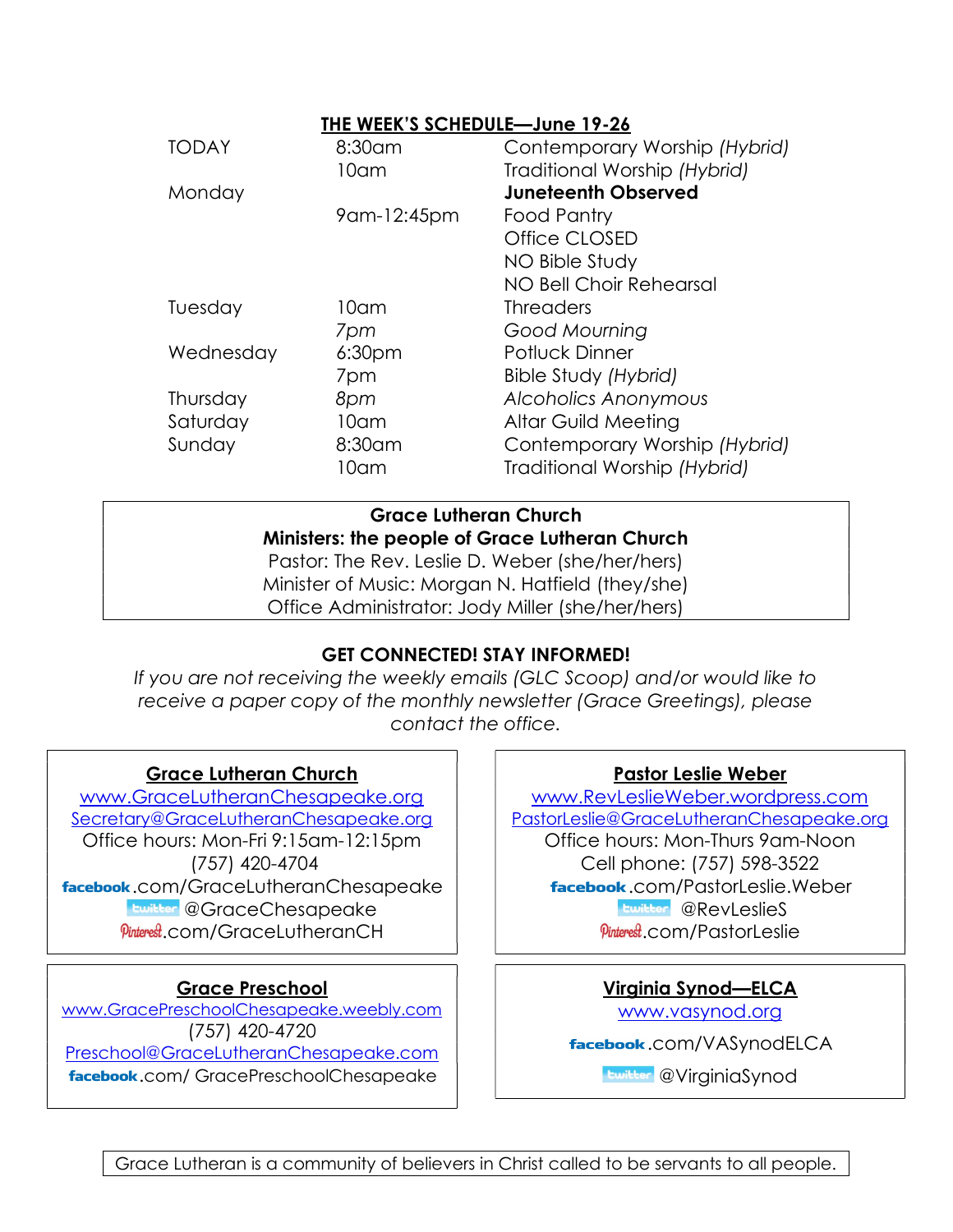## THE WEEK'S SCHEDULE—June 19-26

| | | |
|---|---|---|
| TODAY | 8:30am | Contemporary Worship *(Hybrid)* |
| | 10am | Traditional Worship *(Hybrid)* |
| Monday | | **Juneteenth Observed** |
| | 9am-12:45pm | Food Pantry |
| | | Office CLOSED |
| | | NO Bible Study |
| | | NO Bell Choir Rehearsal |
| Tuesday | 10am | Threaders |
| | *7pm* | *Good Mourning* |
| Wednesday | 6:30pm | Potluck Dinner |
| | 7pm | Bible Study *(Hybrid)* |
| Thursday | *8pm* | *Alcoholics Anonymous* |
| Saturday | 10am | Altar Guild Meeting |
| Sunday | 8:30am | Contemporary Worship *(Hybrid)* |
| | 10am | Traditional Worship *(Hybrid)* |

**Grace Lutheran Church**
**Ministers: the people of Grace Lutheran Church**
Pastor: The Rev. Leslie D. Weber (she/her/hers)
Minister of Music: Morgan N. Hatfield (they/she)
Office Administrator: Jody Miller (she/her/hers)

**GET CONNECTED! STAY INFORMED!**

*If you are not receiving the weekly emails (GLC Scoop) and/or would like to receive a paper copy of the monthly newsletter (Grace Greetings), please contact the office.*

**Grace Lutheran Church**
www.GraceLutheranChesapeake.org
Secretary@GraceLutheranChesapeake.org
Office hours: Mon-Fri 9:15am-12:15pm
(757) 420-4704
facebook.com/GraceLutheranChesapeake
twitter @GraceChesapeake
Pinterest.com/GraceLutheranCH

**Pastor Leslie Weber**
www.RevLeslieWeber.wordpress.com
PastorLeslie@GraceLutheranChesapeake.org
Office hours: Mon-Thurs 9am-Noon
Cell phone: (757) 598-3522
facebook.com/PastorLeslie.Weber
twitter @RevLeslieS
Pinterest.com/PastorLeslie

**Grace Preschool**
www.GracePreschoolChesapeake.weebly.com
(757) 420-4720
Preschool@GraceLutheranChesapeake.com
facebook.com/ GracePreschoolChesapeake

**Virginia Synod—ELCA**
www.vasynod.org
facebook.com/VASynodELCA
twitter @VirginiaSynod

Grace Lutheran is a community of believers in Christ called to be servants to all people.